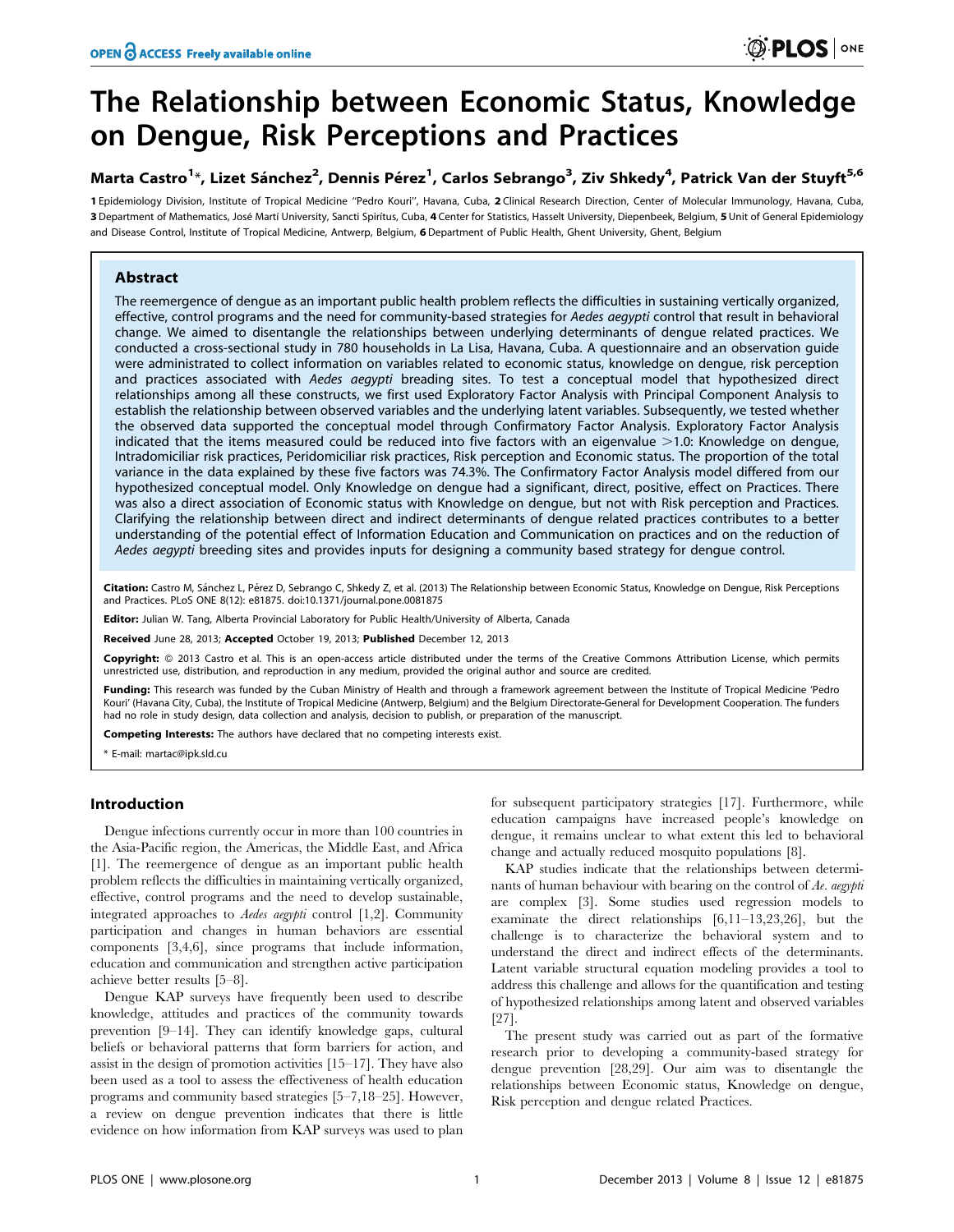# The Relationship between Economic Status, Knowledge on Dengue, Risk Perceptions and Practices

**Marta Castro[1]*, Lizet Sánchez[2], Dennis Pérez[1], Carlos Sebrango[3], Ziv Shkedy[4], Patrick Van der Stuyft[5,6]**

1 Epidemiology Division, Institute of Tropical Medicine "Pedro Kouri", Havana, Cuba, 2 Clinical Research Direction, Center of Molecular Immunology, Havana, Cuba, 3 Department of Mathematics, José Martí University, Sancti Spirítus, Cuba, 4 Center for Statistics, Hasselt University, Diepenbeek, Belgium, 5 Unit of General Epidemiology and Disease Control, Institute of Tropical Medicine, Antwerp, Belgium, 6 Department of Public Health, Ghent University, Ghent, Belgium

## Abstract

The reemergence of dengue as an important public health problem reflects the difficulties in sustaining vertically organized, effective, control programs and the need for community-based strategies for *Aedes aegypti* control that result in behavioral change. We aimed to disentangle the relationships between underlying determinants of dengue related practices. We conducted a cross-sectional study in 780 households in La Lisa, Havana, Cuba. A questionnaire and an observation guide were administrated to collect information on variables related to economic status, knowledge on dengue, risk perception and practices associated with *Aedes aegypti* breading sites. To test a conceptual model that hypothesized direct relationships among all these constructs, we first used Exploratory Factor Analysis with Principal Component Analysis to establish the relationship between observed variables and the underlying latent variables. Subsequently, we tested whether the observed data supported the conceptual model through Confirmatory Factor Analysis. Exploratory Factor Analysis indicated that the items measured could be reduced into five factors with an eigenvalue >1.0: Knowledge on dengue, Intradomiciliar risk practices, Peridomiciliar risk practices, Risk perception and Economic status. The proportion of the total variance in the data explained by these five factors was 74.3%. The Confirmatory Factor Analysis model differed from our hypothesized conceptual model. Only Knowledge on dengue had a significant, direct, positive, effect on Practices. There was also a direct association of Economic status with Knowledge on dengue, but not with Risk perception and Practices. Clarifying the relationship between direct and indirect determinants of dengue related practices contributes to a better understanding of the potential effect of Information Education and Communication on practices and on the reduction of *Aedes aegypti* breeding sites and provides inputs for designing a community based strategy for dengue control.

**Citation:** Castro M, Sánchez L, Pérez D, Sebrango C, Shkedy Z, et al. (2013) The Relationship between Economic Status, Knowledge on Dengue, Risk Perceptions and Practices. PLoS ONE 8(12): e81875. doi:10.1371/journal.pone.0081875

**Editor:** Julian W. Tang, Alberta Provincial Laboratory for Public Health/University of Alberta, Canada

**Received** June 28, 2013; **Accepted** October 19, 2013; **Published** December 12, 2013

**Copyright:** © 2013 Castro et al. This is an open-access article distributed under the terms of the Creative Commons Attribution License, which permits unrestricted use, distribution, and reproduction in any medium, provided the original author and source are credited.

**Funding:** This research was funded by the Cuban Ministry of Health and through a framework agreement between the Institute of Tropical Medicine 'Pedro Kouri' (Havana City, Cuba), the Institute of Tropical Medicine (Antwerp, Belgium) and the Belgium Directorate-General for Development Cooperation. The funders had no role in study design, data collection and analysis, decision to publish, or preparation of the manuscript.

**Competing Interests:** The authors have declared that no competing interests exist.

\* E-mail: martac@ipk.sld.cu

## Introduction

Dengue infections currently occur in more than 100 countries in the Asia-Pacific region, the Americas, the Middle East, and Africa [1]. The reemergence of dengue as an important public health problem reflects the difficulties in maintaining vertically organized, effective, control programs and the need to develop sustainable, integrated approaches to *Aedes aegypti* control [1,2]. Community participation and changes in human behaviors are essential components [3,4,6], since programs that include information, education and communication and strengthen active participation achieve better results [5–8].

Dengue KAP surveys have frequently been used to describe knowledge, attitudes and practices of the community towards prevention [9–14]. They can identify knowledge gaps, cultural beliefs or behavioral patterns that form barriers for action, and assist in the design of promotion activities [15–17]. They have also been used as a tool to assess the effectiveness of health education programs and community based strategies [5–7,18–25]. However, a review on dengue prevention indicates that there is little evidence on how information from KAP surveys was used to plan for subsequent participatory strategies [17]. Furthermore, while education campaigns have increased people's knowledge on dengue, it remains unclear to what extent this led to behavioral change and actually reduced mosquito populations [8].

KAP studies indicate that the relationships between determinants of human behaviour with bearing on the control of *Ae. aegypti* are complex [3]. Some studies used regression models to examine the direct relationships [6,11–13,23,26], but the challenge is to characterize the behavioral system and to understand the direct and indirect effects of the determinants. Latent variable structural equation modeling provides a tool to address this challenge and allows for the quantification and testing of hypothesized relationships among latent and observed variables [27].

The present study was carried out as part of the formative research prior to developing a community-based strategy for dengue prevention [28,29]. Our aim was to disentangle the relationships between Economic status, Knowledge on dengue, Risk perception and dengue related Practices.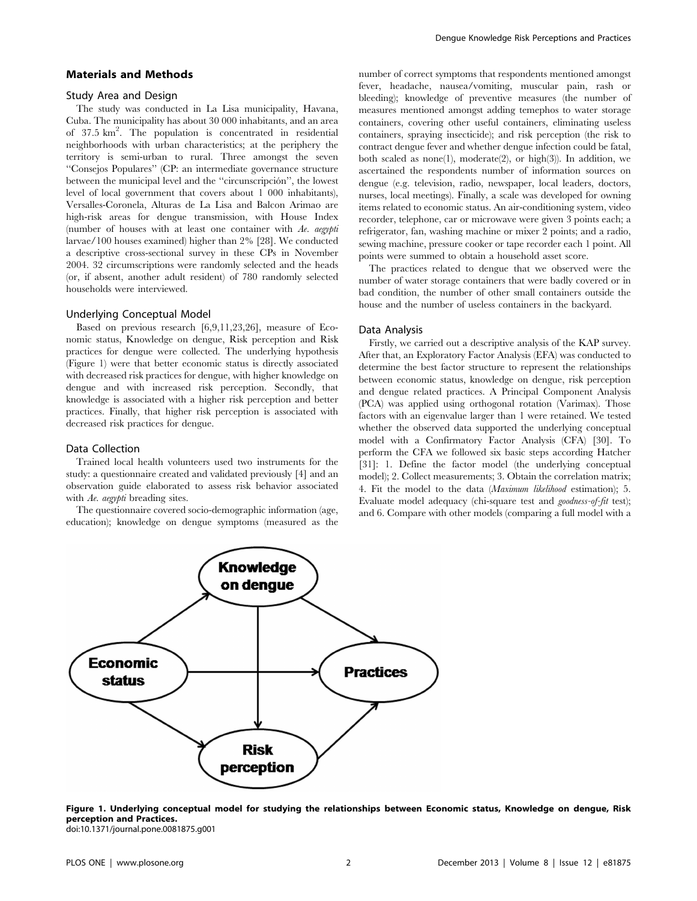## Materials and Methods

### Study Area and Design

The study was conducted in La Lisa municipality, Havana, Cuba. The municipality has about 30 000 inhabitants, and an area of 37.5 km$^2$. The population is concentrated in residential neighborhoods with urban characteristics; at the periphery the territory is semi-urban to rural. Three amongst the seven "Consejos Populares" (CP: an intermediate governance structure between the municipal level and the "circunscripción", the lowest level of local government that covers about 1 000 inhabitants), Versalles-Coronela, Alturas de La Lisa and Balcon Arimao are high-risk areas for dengue transmission, with House Index (number of houses with at least one container with *Ae. aegypti* larvae/100 houses examined) higher than 2% [28]. We conducted a descriptive cross-sectional survey in these CPs in November 2004. 32 circumscriptions were randomly selected and the heads (or, if absent, another adult resident) of 780 randomly selected households were interviewed.

### Underlying Conceptual Model

Based on previous research [6,9,11,23,26], measure of Economic status, Knowledge on dengue, Risk perception and Risk practices for dengue were collected. The underlying hypothesis (Figure 1) were that better economic status is directly associated with decreased risk practices for dengue, with higher knowledge on dengue and with increased risk perception. Secondly, that knowledge is associated with a higher risk perception and better practices. Finally, that higher risk perception is associated with decreased risk practices for dengue.

### Data Collection

Trained local health volunteers used two instruments for the study: a questionnaire created and validated previously [4] and an observation guide elaborated to assess risk behavior associated with *Ae. aegypti* breading sites.

The questionnaire covered socio-demographic information (age, education); knowledge on dengue symptoms (measured as the number of correct symptoms that respondents mentioned amongst fever, headache, nausea/vomiting, muscular pain, rash or bleeding); knowledge of preventive measures (the number of measures mentioned amongst adding temephos to water storage containers, covering other useful containers, eliminating useless containers, spraying insecticide); and risk perception (the risk to contract dengue fever and whether dengue infection could be fatal, both scaled as none(1), moderate(2), or high(3)). In addition, we ascertained the respondents number of information sources on dengue (e.g. television, radio, newspaper, local leaders, doctors, nurses, local meetings). Finally, a scale was developed for owning items related to economic status. An air-conditioning system, video recorder, telephone, car or microwave were given 3 points each; a refrigerator, fan, washing machine or mixer 2 points; and a radio, sewing machine, pressure cooker or tape recorder each 1 point. All points were summed to obtain a household asset score.

The practices related to dengue that we observed were the number of water storage containers that were badly covered or in bad condition, the number of other small containers outside the house and the number of useless containers in the backyard.

### Data Analysis

Firstly, we carried out a descriptive analysis of the KAP survey. After that, an Exploratory Factor Analysis (EFA) was conducted to determine the best factor structure to represent the relationships between economic status, knowledge on dengue, risk perception and dengue related practices. A Principal Component Analysis (PCA) was applied using orthogonal rotation (Varimax). Those factors with an eigenvalue larger than 1 were retained. We tested whether the observed data supported the underlying conceptual model with a Confirmatory Factor Analysis (CFA) [30]. To perform the CFA we followed six basic steps according Hatcher [31]: 1. Define the factor model (the underlying conceptual model); 2. Collect measurements; 3. Obtain the correlation matrix; 4. Fit the model to the data (*Maximum likelihood* estimation); 5. Evaluate model adequacy (chi-square test and *goodness-of-fit* test); and 6. Compare with other models (comparing a full model with a

**Figure 1. Underlying conceptual model for studying the relationships between Economic status, Knowledge on dengue, Risk perception and Practices.**
doi:10.1371/journal.pone.0081875.g001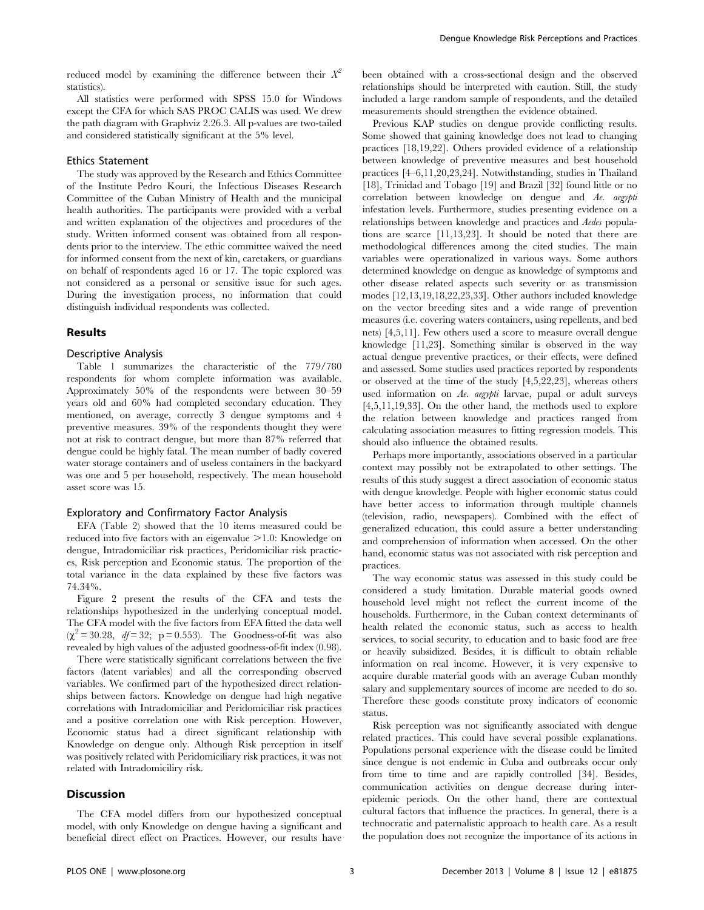reduced model by examining the difference between their $X^2$ statistics).

All statistics were performed with SPSS 15.0 for Windows except the CFA for which SAS PROC CALIS was used. We drew the path diagram with Graphviz 2.26.3. All p-values are two-tailed and considered statistically significant at the 5% level.

### Ethics Statement

The study was approved by the Research and Ethics Committee of the Institute Pedro Kouri, the Infectious Diseases Research Committee of the Cuban Ministry of Health and the municipal health authorities. The participants were provided with a verbal and written explanation of the objectives and procedures of the study. Written informed consent was obtained from all respondents prior to the interview. The ethic committee waived the need for informed consent from the next of kin, caretakers, or guardians on behalf of respondents aged 16 or 17. The topic explored was not considered as a personal or sensitive issue for such ages. During the investigation process, no information that could distinguish individual respondents was collected.

## Results

### Descriptive Analysis

Table 1 summarizes the characteristic of the 779/780 respondents for whom complete information was available. Approximately 50% of the respondents were between 30–59 years old and 60% had completed secondary education. They mentioned, on average, correctly 3 dengue symptoms and 4 preventive measures. 39% of the respondents thought they were not at risk to contract dengue, but more than 87% referred that dengue could be highly fatal. The mean number of badly covered water storage containers and of useless containers in the backyard was one and 5 per household, respectively. The mean household asset score was 15.

### Exploratory and Confirmatory Factor Analysis

EFA (Table 2) showed that the 10 items measured could be reduced into five factors with an eigenvalue >1.0: Knowledge on dengue, Intradomiciliar risk practices, Peridomiciliar risk practices, Risk perception and Economic status. The proportion of the total variance in the data explained by these five factors was 74.34%.

Figure 2 present the results of the CFA and tests the relationships hypothesized in the underlying conceptual model. The CFA model with the five factors from EFA fitted the data well ($\chi^2 = 30.28$, $df = 32$; $p = 0.553$). The Goodness-of-fit was also revealed by high values of the adjusted goodness-of-fit index (0.98).

There were statistically significant correlations between the five factors (latent variables) and all the corresponding observed variables. We confirmed part of the hypothesized direct relationships between factors. Knowledge on dengue had high negative correlations with Intradomiciliar and Peridomiciliar risk practices and a positive correlation one with Risk perception. However, Economic status had a direct significant relationship with Knowledge on dengue only. Although Risk perception in itself was positively related with Peridomiciliary risk practices, it was not related with Intradomiciliry risk.

## Discussion

The CFA model differs from our hypothesized conceptual model, with only Knowledge on dengue having a significant and beneficial direct effect on Practices. However, our results have been obtained with a cross-sectional design and the observed relationships should be interpreted with caution. Still, the study included a large random sample of respondents, and the detailed measurements should strengthen the evidence obtained.

Previous KAP studies on dengue provide conflicting results. Some showed that gaining knowledge does not lead to changing practices [18,19,22]. Others provided evidence of a relationship between knowledge of preventive measures and best household practices [4–6,11,20,23,24]. Notwithstanding, studies in Thailand [18], Trinidad and Tobago [19] and Brazil [32] found little or no correlation between knowledge on dengue and *Ae. aegypti* infestation levels. Furthermore, studies presenting evidence on a relationships between knowledge and practices and *Aedes* populations are scarce [11,13,23]. It should be noted that there are methodological differences among the cited studies. The main variables were operationalized in various ways. Some authors determined knowledge on dengue as knowledge of symptoms and other disease related aspects such severity or as transmission modes [12,13,19,18,22,23,33]. Other authors included knowledge on the vector breeding sites and a wide range of prevention measures (i.e. covering waters containers, using repellents, and bed nets) [4,5,11]. Few others used a score to measure overall dengue knowledge [11,23]. Something similar is observed in the way actual dengue preventive practices, or their effects, were defined and assessed. Some studies used practices reported by respondents or observed at the time of the study [4,5,22,23], whereas others used information on *Ae. aegypti* larvae, pupal or adult surveys [4,5,11,19,33]. On the other hand, the methods used to explore the relation between knowledge and practices ranged from calculating association measures to fitting regression models. This should also influence the obtained results.

Perhaps more importantly, associations observed in a particular context may possibly not be extrapolated to other settings. The results of this study suggest a direct association of economic status with dengue knowledge. People with higher economic status could have better access to information through multiple channels (television, radio, newspapers). Combined with the effect of generalized education, this could assure a better understanding and comprehension of information when accessed. On the other hand, economic status was not associated with risk perception and practices.

The way economic status was assessed in this study could be considered a study limitation. Durable material goods owned household level might not reflect the current income of the households. Furthermore, in the Cuban context determinants of health related the economic status, such as access to health services, to social security, to education and to basic food are free or heavily subsidized. Besides, it is difficult to obtain reliable information on real income. However, it is very expensive to acquire durable material goods with an average Cuban monthly salary and supplementary sources of income are needed to do so. Therefore these goods constitute proxy indicators of economic status.

Risk perception was not significantly associated with dengue related practices. This could have several possible explanations. Populations personal experience with the disease could be limited since dengue is not endemic in Cuba and outbreaks occur only from time to time and are rapidly controlled [34]. Besides, communication activities on dengue decrease during inter-epidemic periods. On the other hand, there are contextual cultural factors that influence the practices. In general, there is a technocratic and paternalistic approach to health care. As a result the population does not recognize the importance of its actions in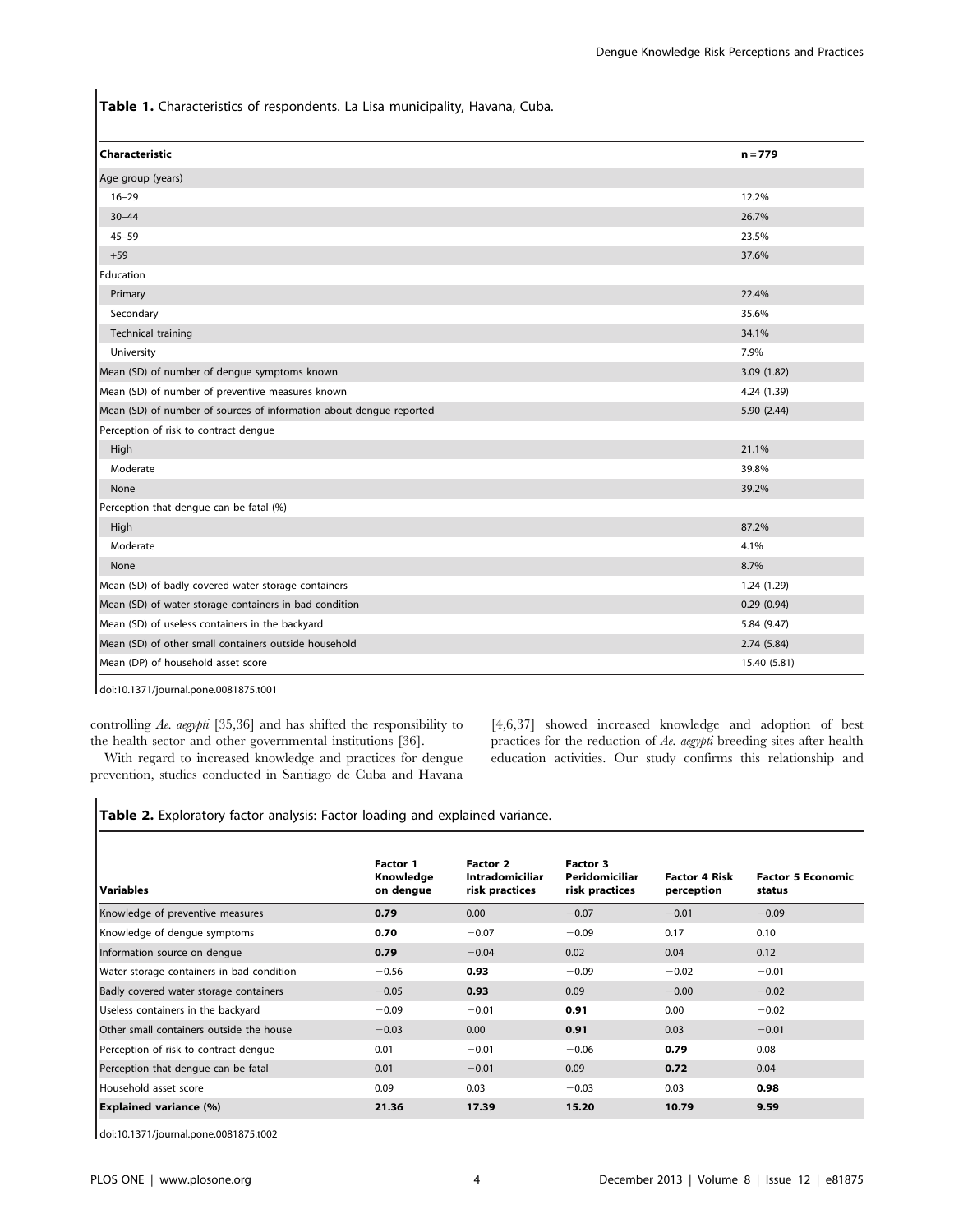**Table 1.** Characteristics of respondents. La Lisa municipality, Havana, Cuba.

| Characteristic | n = 779 |
| --- | --- |
| Age group (years) | |
| 16–29 | 12.2% |
| 30–44 | 26.7% |
| 45–59 | 23.5% |
| +59 | 37.6% |
| Education | |
| Primary | 22.4% |
| Secondary | 35.6% |
| Technical training | 34.1% |
| University | 7.9% |
| Mean (SD) of number of dengue symptoms known | 3.09 (1.82) |
| Mean (SD) of number of preventive measures known | 4.24 (1.39) |
| Mean (SD) of number of sources of information about dengue reported | 5.90 (2.44) |
| Perception of risk to contract dengue | |
| High | 21.1% |
| Moderate | 39.8% |
| None | 39.2% |
| Perception that dengue can be fatal (%) | |
| High | 87.2% |
| Moderate | 4.1% |
| None | 8.7% |
| Mean (SD) of badly covered water storage containers | 1.24 (1.29) |
| Mean (SD) of water storage containers in bad condition | 0.29 (0.94) |
| Mean (SD) of useless containers in the backyard | 5.84 (9.47) |
| Mean (SD) of other small containers outside household | 2.74 (5.84) |
| Mean (DP) of household asset score | 15.40 (5.81) |

doi:10.1371/journal.pone.0081875.t001

controlling *Ae. aegypti* [35,36] and has shifted the responsibility to the health sector and other governmental institutions [36].

With regard to increased knowledge and practices for dengue prevention, studies conducted in Santiago de Cuba and Havana [4,6,37] showed increased knowledge and adoption of best practices for the reduction of *Ae. aegypti* breeding sites after health education activities. Our study confirms this relationship and

**Table 2.** Exploratory factor analysis: Factor loading and explained variance.

| Variables | Factor 1 Knowledge on dengue | Factor 2 Intradomiciliar risk practices | Factor 3 Peridomiciliar risk practices | Factor 4 Risk perception | Factor 5 Economic status |
| --- | --- | --- | --- | --- | --- |
| Knowledge of preventive measures | **0.79** | 0.00 | −0.07 | −0.01 | −0.09 |
| Knowledge of dengue symptoms | **0.70** | −0.07 | −0.09 | 0.17 | 0.10 |
| Information source on dengue | **0.79** | −0.04 | 0.02 | 0.04 | 0.12 |
| Water storage containers in bad condition | −0.56 | **0.93** | −0.09 | −0.02 | −0.01 |
| Badly covered water storage containers | −0.05 | **0.93** | 0.09 | −0.00 | −0.02 |
| Useless containers in the backyard | −0.09 | −0.01 | **0.91** | 0.00 | −0.02 |
| Other small containers outside the house | −0.03 | 0.00 | **0.91** | 0.03 | −0.01 |
| Perception of risk to contract dengue | 0.01 | −0.01 | −0.06 | **0.79** | 0.08 |
| Perception that dengue can be fatal | 0.01 | −0.01 | 0.09 | **0.72** | 0.04 |
| Household asset score | 0.09 | 0.03 | −0.03 | 0.03 | **0.98** |
| **Explained variance (%)** | **21.36** | **17.39** | **15.20** | **10.79** | **9.59** |

doi:10.1371/journal.pone.0081875.t002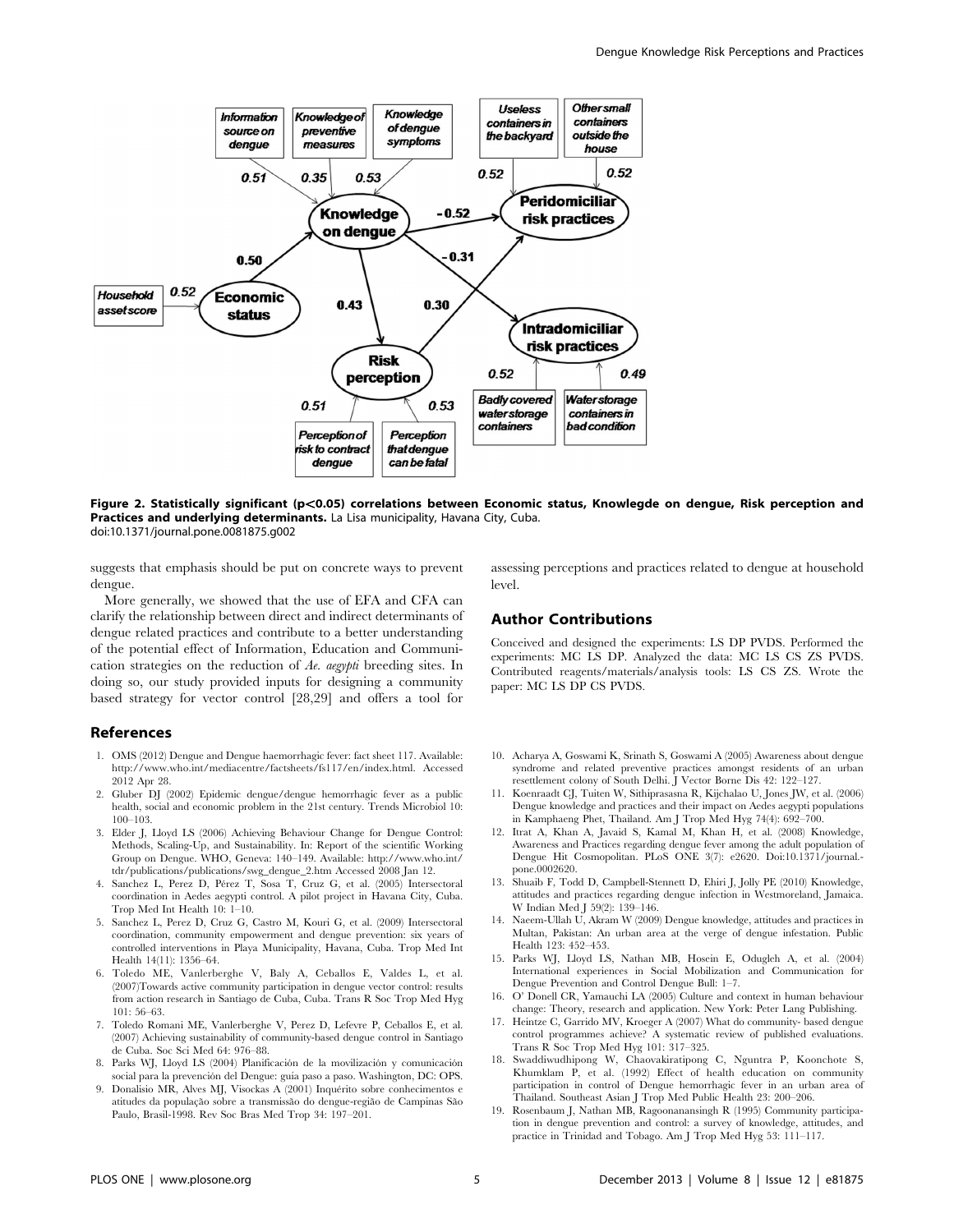**Figure 2. Statistically significant ($p<0.05$) correlations between Economic status, Knowlegde on dengue, Risk perception and Practices and underlying determinants.** La Lisa municipality, Havana City, Cuba.
doi:10.1371/journal.pone.0081875.g002

suggests that emphasis should be put on concrete ways to prevent dengue.

More generally, we showed that the use of EFA and CFA can clarify the relationship between direct and indirect determinants of dengue related practices and contribute to a better understanding of the potential effect of Information, Education and Communication strategies on the reduction of *Ae. aegypti* breeding sites. In doing so, our study provided inputs for designing a community based strategy for vector control [28,29] and offers a tool for assessing perceptions and practices related to dengue at household level.

## Author Contributions

Conceived and designed the experiments: LS DP PVDS. Performed the experiments: MC LS DP. Analyzed the data: MC LS CS ZS PVDS. Contributed reagents/materials/analysis tools: LS CS ZS. Wrote the paper: MC LS DP CS PVDS.

## References

1. OMS (2012) Dengue and Dengue haemorrhagic fever: fact sheet 117. Available: http://www.who.int/mediacentre/factsheets/fs117/en/index.html. Accessed 2012 Apr 28.
2. Gluber DJ (2002) Epidemic dengue/dengue hemorrhagic fever as a public health, social and economic problem in the 21st century. Trends Microbiol 10: 100–103.
3. Elder J, Lloyd LS (2006) Achieving Behaviour Change for Dengue Control: Methods, Scaling-Up, and Sustainability. In: Report of the scientific Working Group on Dengue. WHO, Geneva: 140–149. Available: http://www.who.int/tdr/publications/publications/swg_dengue_2.htm Accessed 2008 Jan 12.
4. Sanchez L, Perez D, Pérez T, Sosa T, Cruz G, et al. (2005) Intersectoral coordination in Aedes aegypti control. A pilot project in Havana City, Cuba. Trop Med Int Health 10: 1–10.
5. Sanchez L, Perez D, Cruz G, Castro M, Kouri G, et al. (2009) Intersectoral coordination, community empowerment and dengue prevention: six years of controlled interventions in Playa Municipality, Havana, Cuba. Trop Med Int Health 14(11): 1356–64.
6. Toledo ME, Vanlerberghe V, Baly A, Ceballos E, Valdes L, et al. (2007)Towards active community participation in dengue vector control: results from action research in Santiago de Cuba, Cuba. Trans R Soc Trop Med Hyg 101: 56–63.
7. Toledo Romani ME, Vanlerberghe V, Perez D, Lefevre P, Ceballos E, et al. (2007) Achieving sustainability of community-based dengue control in Santiago de Cuba. Soc Sci Med 64: 976–88.
8. Parks WJ, Lloyd LS (2004) Planificación de la movilización y comunicación social para la prevención del Dengue: guía paso a paso. Washington, DC: OPS.
9. Donalisio MR, Alves MJ, Visockas A (2001) Inquérito sobre conhecimentos e atitudes da população sobre a transmissão do dengue-região de Campinas São Paulo, Brasil-1998. Rev Soc Bras Med Trop 34: 197–201.
10. Acharya A, Goswami K, Srinath S, Goswami A (2005) Awareness about dengue syndrome and related preventive practices amongst residents of an urban resettlement colony of South Delhi. J Vector Borne Dis 42: 122–127.
11. Koenraadt CJ, Tuiten W, Sithiprasasna R, Kijchalao U, Jones JW, et al. (2006) Dengue knowledge and practices and their impact on Aedes aegypti populations in Kamphaeng Phet, Thailand. Am J Trop Med Hyg 74(4): 692–700.
12. Itrat A, Khan A, Javaid S, Kamal M, Khan H, et al. (2008) Knowledge, Awareness and Practices regarding dengue fever among the adult population of Dengue Hit Cosmopolitan. PLoS ONE 3(7): e2620. Doi:10.1371/journal.pone.0002620.
13. Shuaib F, Todd D, Campbell-Stennett D, Ehiri J, Jolly PE (2010) Knowledge, attitudes and practices regarding dengue infection in Westmoreland, Jamaica. W Indian Med J 59(2): 139–146.
14. Naeem-Ullah U, Akram W (2009) Dengue knowledge, attitudes and practices in Multan, Pakistan: An urban area at the verge of dengue infestation. Public Health 123: 452–453.
15. Parks WJ, Lloyd LS, Nathan MB, Hosein E, Odugleh A, et al. (2004) International experiences in Social Mobilization and Communication for Dengue Prevention and Control Dengue Bull: 1–7.
16. O' Donell CR, Yamauchi LA (2005) Culture and context in human behaviour change: Theory, research and application. New York: Peter Lang Publishing.
17. Heintze C, Garrido MV, Kroeger A (2007) What do community- based dengue control programmes achieve? A systematic review of published evaluations. Trans R Soc Trop Med Hyg 101: 317–325.
18. Swaddiwudhipong W, Chaovakiratipong C, Nguntra P, Koonchote S, Khumklam P, et al. (1992) Effect of health education on community participation in control of Dengue hemorrhagic fever in an urban area of Thailand. Southeast Asian J Trop Med Public Health 23: 200–206.
19. Rosenbaum J, Nathan MB, Ragoonanansingh R (1995) Community participation in dengue prevention and control: a survey of knowledge, attitudes, and practice in Trinidad and Tobago. Am J Trop Med Hyg 53: 111–117.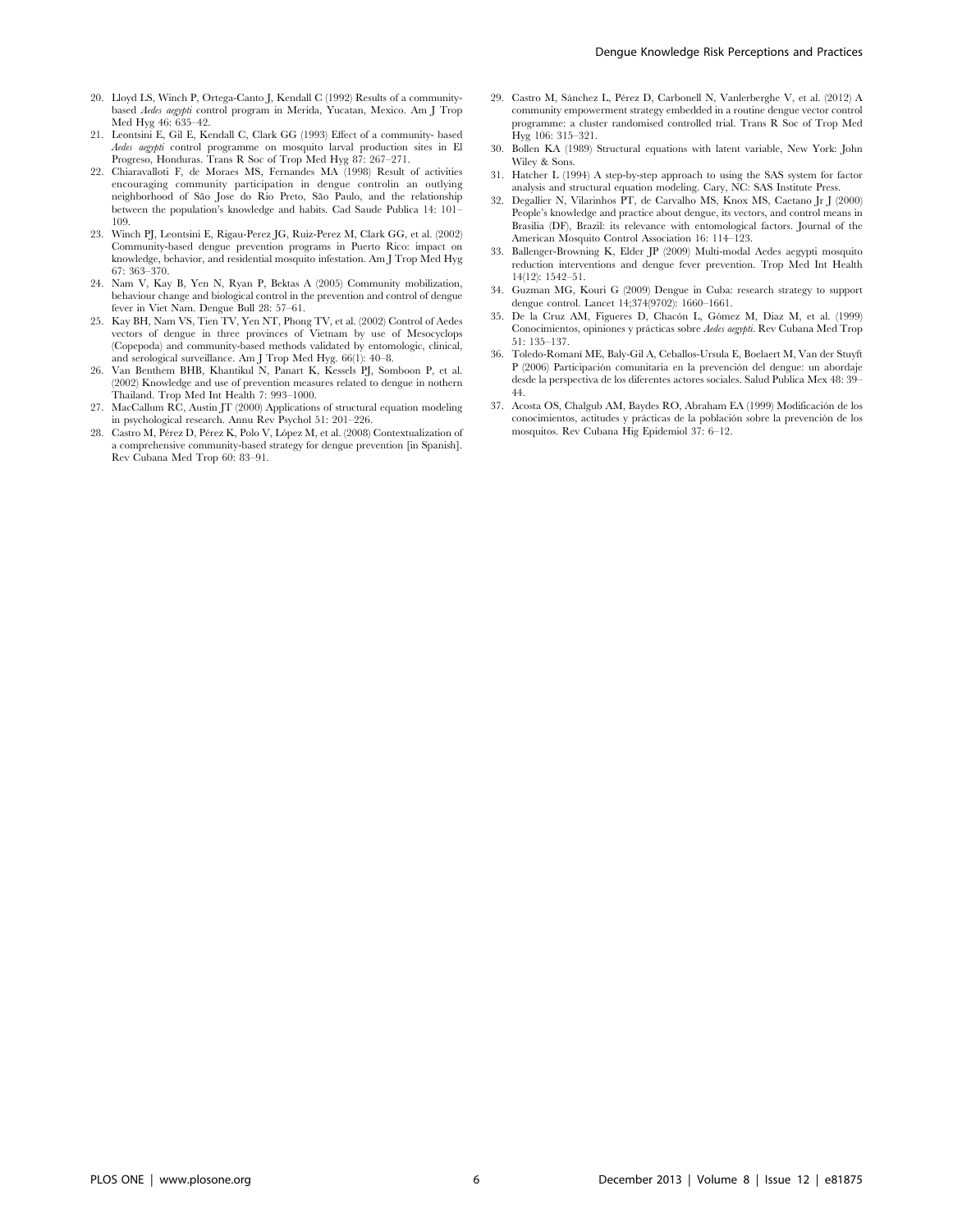20. Lloyd LS, Winch P, Ortega-Canto J, Kendall C (1992) Results of a community-based *Aedes aegypti* control program in Merida, Yucatan, Mexico. Am J Trop Med Hyg 46: 635–42.
21. Leontsini E, Gil E, Kendall C, Clark GG (1993) Effect of a community- based *Aedes aegypti* control programme on mosquito larval production sites in El Progreso, Honduras. Trans R Soc of Trop Med Hyg 87: 267–271.
22. Chiaravalloti F, de Moraes MS, Fernandes MA (1998) Result of activities encouraging community participation in dengue controlin an outlying neighborhood of São Jose do Rio Preto, São Paulo, and the relationship between the population's knowledge and habits. Cad Saude Publica 14: 101–109.
23. Winch PJ, Leontsini E, Rigau-Perez JG, Ruiz-Perez M, Clark GG, et al. (2002) Community-based dengue prevention programs in Puerto Rico: impact on knowledge, behavior, and residential mosquito infestation. Am J Trop Med Hyg 67: 363–370.
24. Nam V, Kay B, Yen N, Ryan P, Bektas A (2005) Community mobilization, behaviour change and biological control in the prevention and control of dengue fever in Viet Nam. Dengue Bull 28: 57–61.
25. Kay BH, Nam VS, Tien TV, Yen NT, Phong TV, et al. (2002) Control of Aedes vectors of dengue in three provinces of Vietnam by use of Mesocyclops (Copepoda) and community-based methods validated by entomologic, clinical, and serological surveillance. Am J Trop Med Hyg. 66(1): 40–8.
26. Van Benthem BHB, Khantikul N, Panart K, Kessels PJ, Somboon P, et al. (2002) Knowledge and use of prevention measures related to dengue in nothern Thailand. Trop Med Int Health 7: 993–1000.
27. MacCallum RC, Austin JT (2000) Applications of structural equation modeling in psychological research. Annu Rev Psychol 51: 201–226.
28. Castro M, Pérez D, Pérez K, Polo V, López M, et al. (2008) Contextualization of a comprehensive community-based strategy for dengue prevention [in Spanish]. Rev Cubana Med Trop 60: 83–91.
29. Castro M, Sánchez L, Pérez D, Carbonell N, Vanlerberghe V, et al. (2012) A community empowerment strategy embedded in a routine dengue vector control programme: a cluster randomised controlled trial. Trans R Soc of Trop Med Hyg 106: 315–321.
30. Bollen KA (1989) Structural equations with latent variable, New York: John Wiley & Sons.
31. Hatcher L (1994) A step-by-step approach to using the SAS system for factor analysis and structural equation modeling. Cary, NC: SAS Institute Press.
32. Degallier N, Vilarinhos PT, de Carvalho MS, Knox MS, Caetano Jr J (2000) People's knowledge and practice about dengue, its vectors, and control means in Brasilia (DF), Brazil: its relevance with entomological factors. Journal of the American Mosquito Control Association 16: 114–123.
33. Ballenger-Browning K, Elder JP (2009) Multi-modal Aedes aegypti mosquito reduction interventions and dengue fever prevention. Trop Med Int Health 14(12): 1542–51.
34. Guzman MG, Kouri G (2009) Dengue in Cuba: research strategy to support dengue control. Lancet 14;374(9702): 1660–1661.
35. De la Cruz AM, Figueres D, Chacón L, Gómez M, Díaz M, et al. (1999) Conocimientos, opiniones y prácticas sobre *Aedes aegypti*. Rev Cubana Med Trop 51: 135–137.
36. Toledo-Romaní ME, Baly-Gil A, Ceballos-Ursula E, Boelaert M, Van der Stuyft P (2006) Participación comunitaria en la prevención del dengue: un abordaje desde la perspectiva de los diferentes actores sociales. Salud Publica Mex 48: 39–44.
37. Acosta OS, Chalgub AM, Baydes RO, Abraham EA (1999) Modificación de los conocimientos, actitudes y prácticas de la población sobre la prevención de los mosquitos. Rev Cubana Hig Epidemiol 37: 6–12.